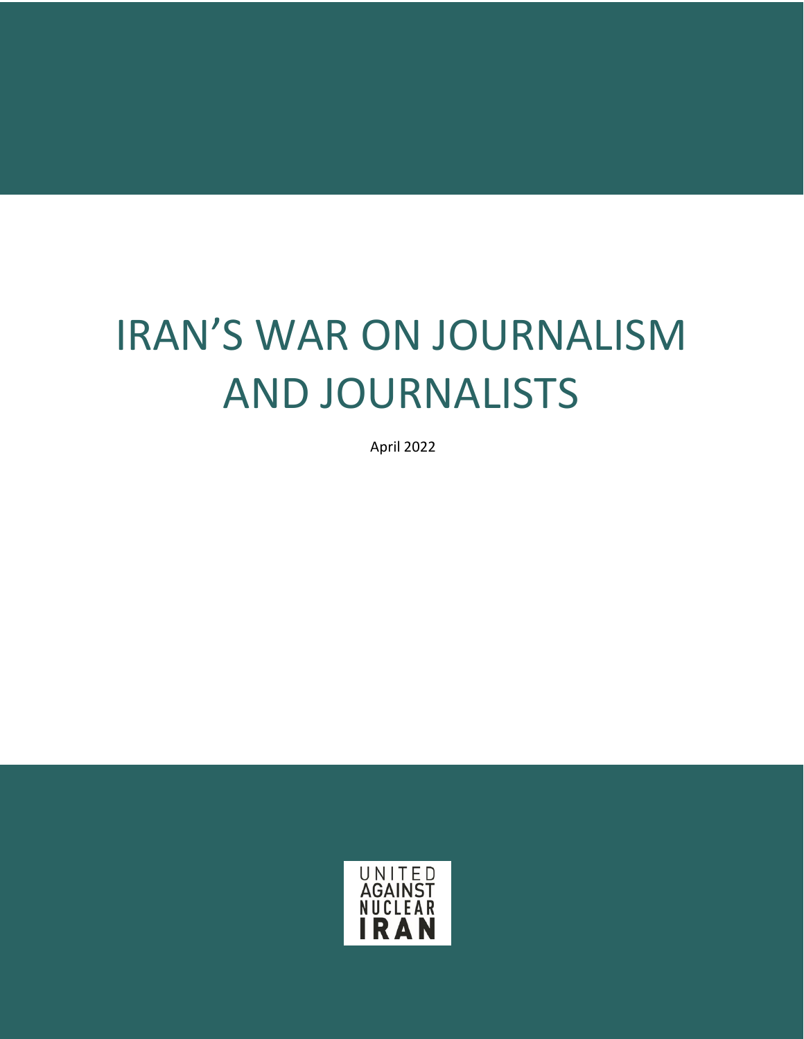# IRAN'S WAR ON JOURNALISM AND JOURNALISTS

April 2022

UNITED AGAINST NUCLEAR IRAN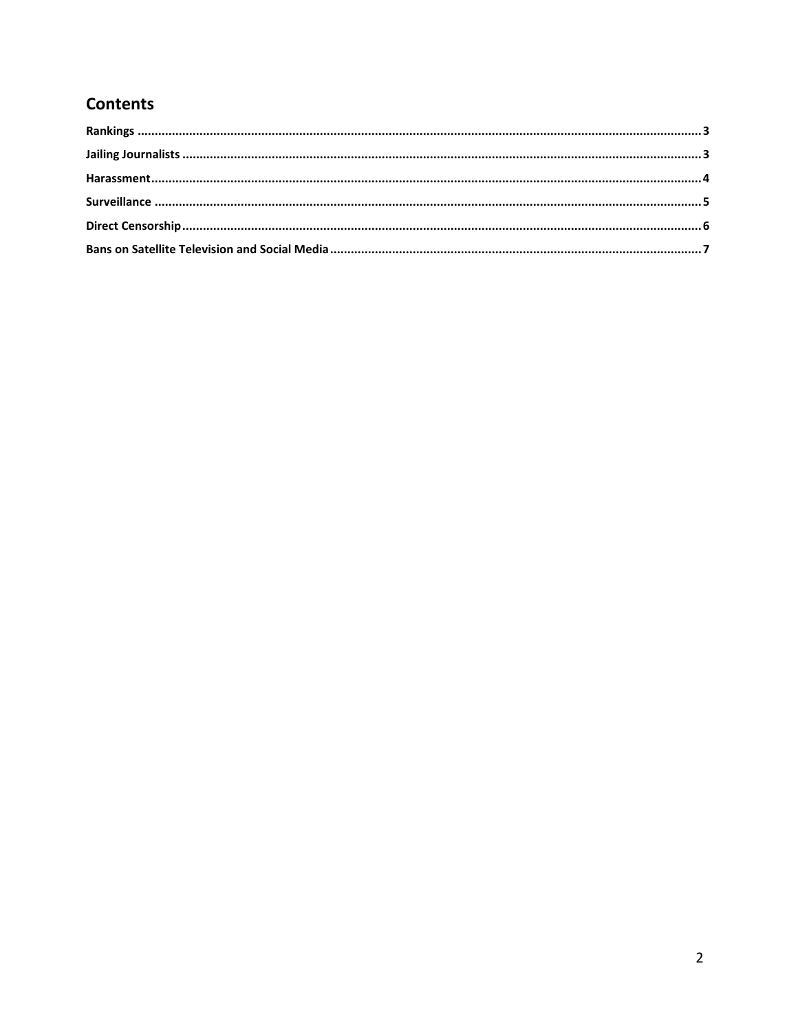## Contents

- Rankings ........ 3
- Jailing Journalists ........ 3
- Harassment ........ 4
- Surveillance ........ 5
- Direct Censorship ........ 6
- Bans on Satellite Television and Social Media ........ 7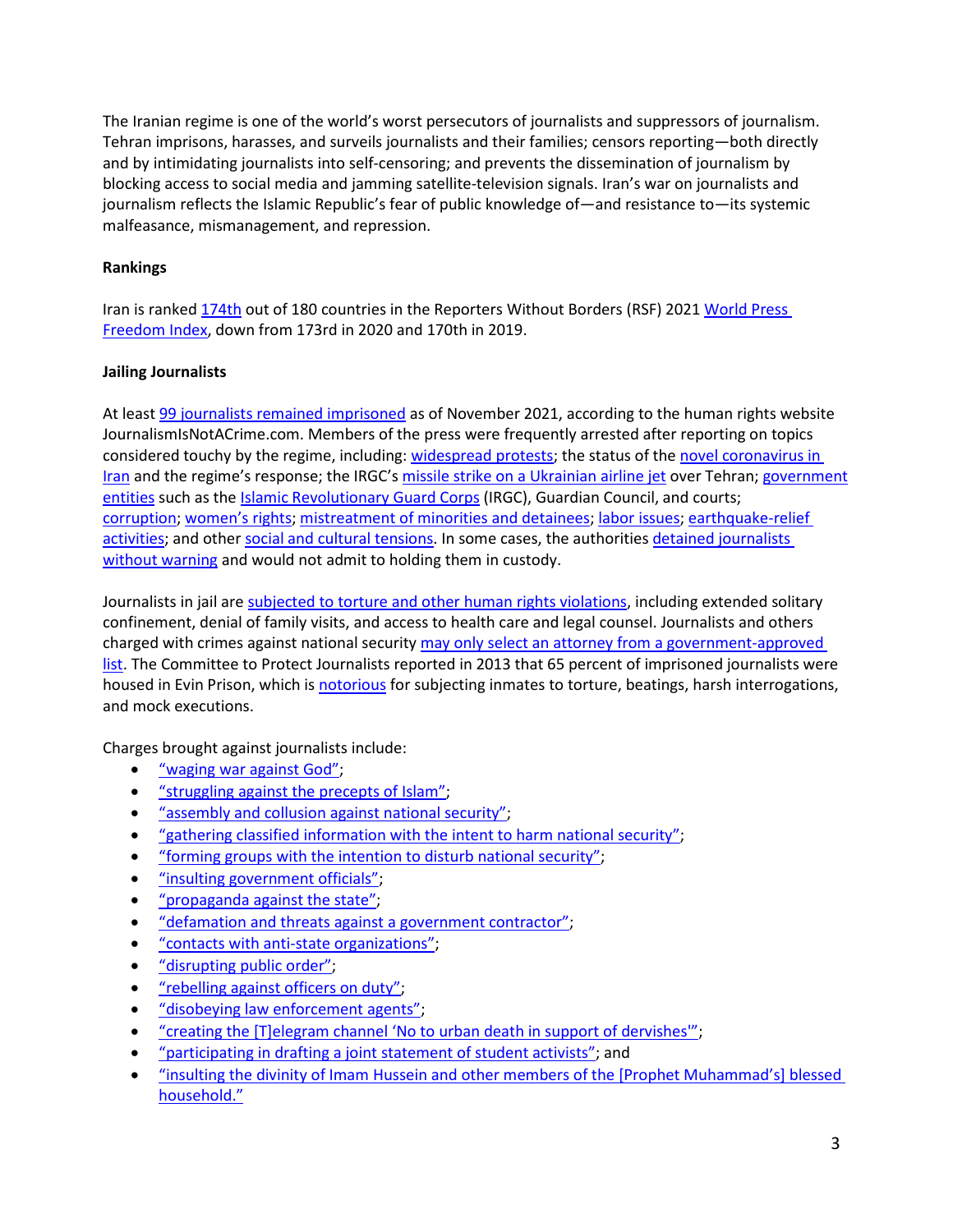The Iranian regime is one of the world's worst persecutors of journalists and suppressors of journalism. Tehran imprisons, harasses, and surveils journalists and their families; censors reporting—both directly and by intimidating journalists into self-censoring; and prevents the dissemination of journalism by blocking access to social media and jamming satellite-television signals. Iran's war on journalists and journalism reflects the Islamic Republic's fear of public knowledge of—and resistance to—its systemic malfeasance, mismanagement, and repression.

**Rankings**

Iran is ranked 174th out of 180 countries in the Reporters Without Borders (RSF) 2021 World Press Freedom Index, down from 173rd in 2020 and 170th in 2019.

**Jailing Journalists**

At least 99 journalists remained imprisoned as of November 2021, according to the human rights website JournalismIsNotACrime.com. Members of the press were frequently arrested after reporting on topics considered touchy by the regime, including: widespread protests; the status of the novel coronavirus in Iran and the regime's response; the IRGC's missile strike on a Ukrainian airline jet over Tehran; government entities such as the Islamic Revolutionary Guard Corps (IRGC), Guardian Council, and courts; corruption; women's rights; mistreatment of minorities and detainees; labor issues; earthquake-relief activities; and other social and cultural tensions. In some cases, the authorities detained journalists without warning and would not admit to holding them in custody.

Journalists in jail are subjected to torture and other human rights violations, including extended solitary confinement, denial of family visits, and access to health care and legal counsel. Journalists and others charged with crimes against national security may only select an attorney from a government-approved list. The Committee to Protect Journalists reported in 2013 that 65 percent of imprisoned journalists were housed in Evin Prison, which is notorious for subjecting inmates to torture, beatings, harsh interrogations, and mock executions.

Charges brought against journalists include:

- "waging war against God";
- "struggling against the precepts of Islam";
- "assembly and collusion against national security";
- "gathering classified information with the intent to harm national security";
- "forming groups with the intention to disturb national security";
- "insulting government officials";
- "propaganda against the state";
- "defamation and threats against a government contractor";
- "contacts with anti-state organizations";
- "disrupting public order";
- "rebelling against officers on duty";
- "disobeying law enforcement agents";
- "creating the [T]elegram channel 'No to urban death in support of dervishes'";
- "participating in drafting a joint statement of student activists"; and
- "insulting the divinity of Imam Hussein and other members of the [Prophet Muhammad's] blessed household."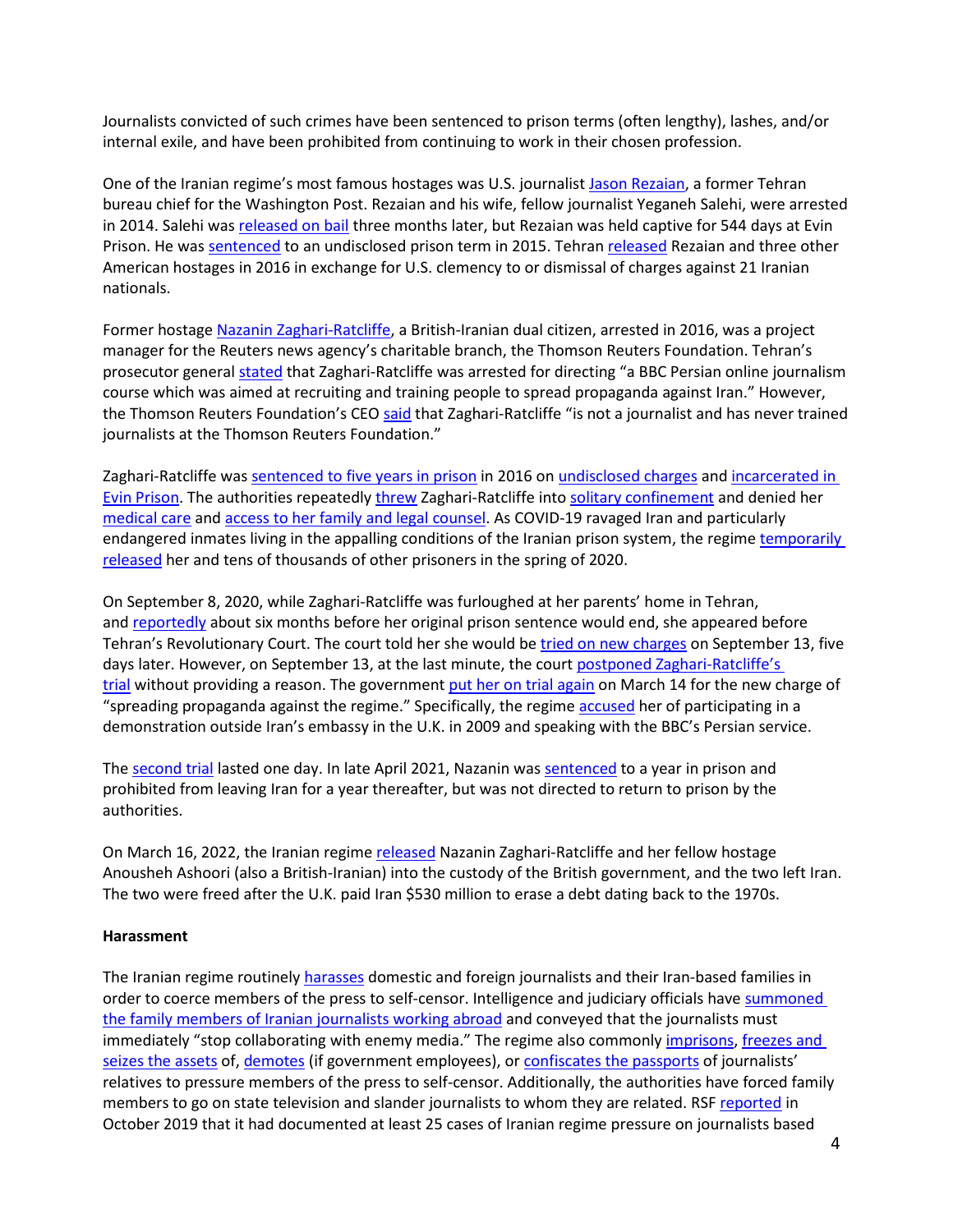Journalists convicted of such crimes have been sentenced to prison terms (often lengthy), lashes, and/or internal exile, and have been prohibited from continuing to work in their chosen profession.

One of the Iranian regime's most famous hostages was U.S. journalist Jason Rezaian, a former Tehran bureau chief for the Washington Post. Rezaian and his wife, fellow journalist Yeganeh Salehi, were arrested in 2014. Salehi was released on bail three months later, but Rezaian was held captive for 544 days at Evin Prison. He was sentenced to an undisclosed prison term in 2015. Tehran released Rezaian and three other American hostages in 2016 in exchange for U.S. clemency to or dismissal of charges against 21 Iranian nationals.

Former hostage Nazanin Zaghari-Ratcliffe, a British-Iranian dual citizen, arrested in 2016, was a project manager for the Reuters news agency's charitable branch, the Thomson Reuters Foundation. Tehran's prosecutor general stated that Zaghari-Ratcliffe was arrested for directing "a BBC Persian online journalism course which was aimed at recruiting and training people to spread propaganda against Iran." However, the Thomson Reuters Foundation's CEO said that Zaghari-Ratcliffe "is not a journalist and has never trained journalists at the Thomson Reuters Foundation."

Zaghari-Ratcliffe was sentenced to five years in prison in 2016 on undisclosed charges and incarcerated in Evin Prison. The authorities repeatedly threw Zaghari-Ratcliffe into solitary confinement and denied her medical care and access to her family and legal counsel. As COVID-19 ravaged Iran and particularly endangered inmates living in the appalling conditions of the Iranian prison system, the regime temporarily released her and tens of thousands of other prisoners in the spring of 2020.

On September 8, 2020, while Zaghari-Ratcliffe was furloughed at her parents' home in Tehran, and reportedly about six months before her original prison sentence would end, she appeared before Tehran's Revolutionary Court. The court told her she would be tried on new charges on September 13, five days later. However, on September 13, at the last minute, the court postponed Zaghari-Ratcliffe's trial without providing a reason. The government put her on trial again on March 14 for the new charge of "spreading propaganda against the regime." Specifically, the regime accused her of participating in a demonstration outside Iran's embassy in the U.K. in 2009 and speaking with the BBC's Persian service.

The second trial lasted one day. In late April 2021, Nazanin was sentenced to a year in prison and prohibited from leaving Iran for a year thereafter, but was not directed to return to prison by the authorities.

On March 16, 2022, the Iranian regime released Nazanin Zaghari-Ratcliffe and her fellow hostage Anousheh Ashoori (also a British-Iranian) into the custody of the British government, and the two left Iran. The two were freed after the U.K. paid Iran $530 million to erase a debt dating back to the 1970s.

**Harassment**

The Iranian regime routinely harasses domestic and foreign journalists and their Iran-based families in order to coerce members of the press to self-censor. Intelligence and judiciary officials have summoned the family members of Iranian journalists working abroad and conveyed that the journalists must immediately "stop collaborating with enemy media." The regime also commonly imprisons, freezes and seizes the assets of, demotes (if government employees), or confiscates the passports of journalists' relatives to pressure members of the press to self-censor. Additionally, the authorities have forced family members to go on state television and slander journalists to whom they are related. RSF reported in October 2019 that it had documented at least 25 cases of Iranian regime pressure on journalists based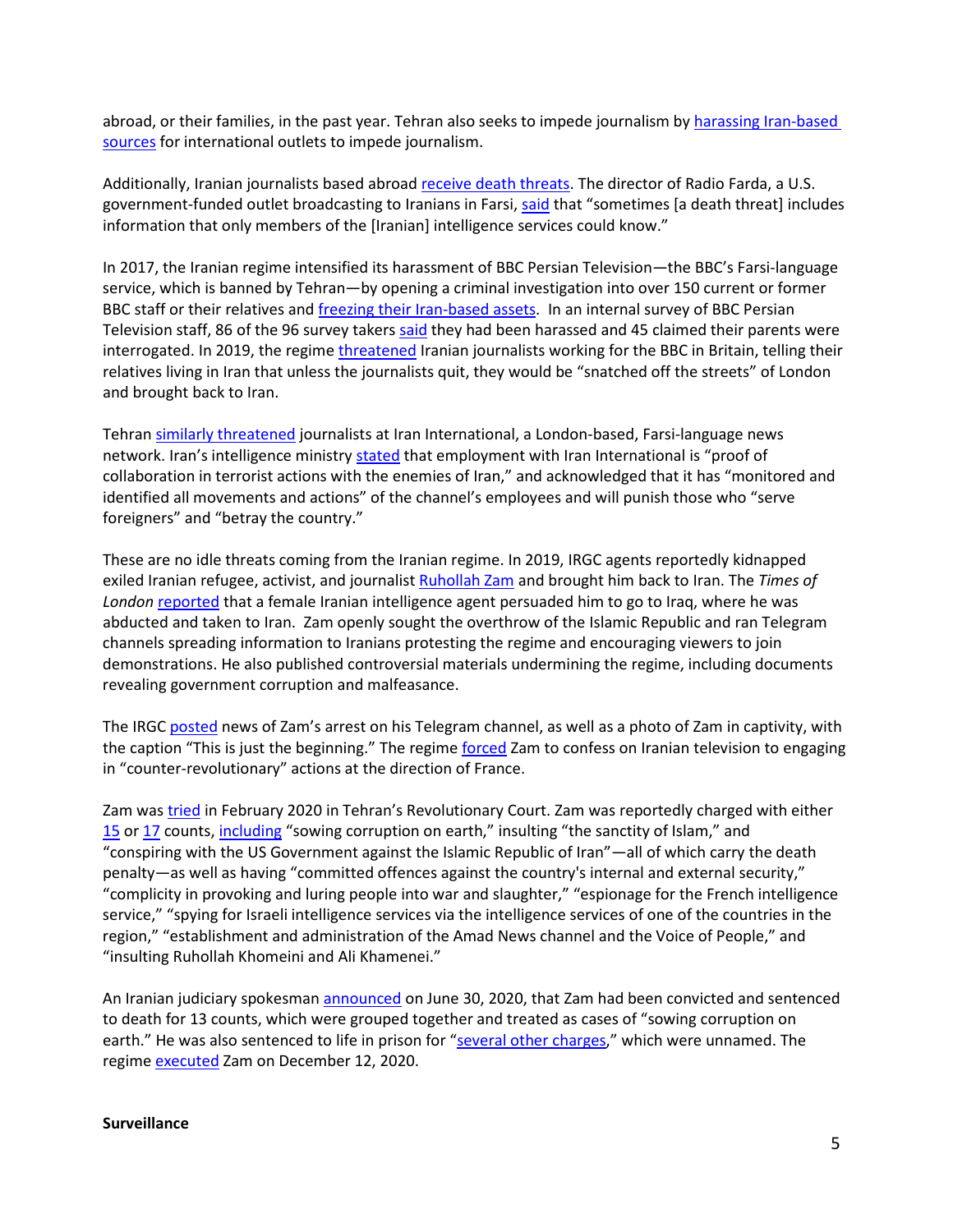abroad, or their families, in the past year. Tehran also seeks to impede journalism by harassing Iran-based sources for international outlets to impede journalism.

Additionally, Iranian journalists based abroad receive death threats. The director of Radio Farda, a U.S. government-funded outlet broadcasting to Iranians in Farsi, said that "sometimes [a death threat] includes information that only members of the [Iranian] intelligence services could know."

In 2017, the Iranian regime intensified its harassment of BBC Persian Television—the BBC's Farsi-language service, which is banned by Tehran—by opening a criminal investigation into over 150 current or former BBC staff or their relatives and freezing their Iran-based assets. In an internal survey of BBC Persian Television staff, 86 of the 96 survey takers said they had been harassed and 45 claimed their parents were interrogated. In 2019, the regime threatened Iranian journalists working for the BBC in Britain, telling their relatives living in Iran that unless the journalists quit, they would be "snatched off the streets" of London and brought back to Iran.

Tehran similarly threatened journalists at Iran International, a London-based, Farsi-language news network. Iran's intelligence ministry stated that employment with Iran International is "proof of collaboration in terrorist actions with the enemies of Iran," and acknowledged that it has "monitored and identified all movements and actions" of the channel's employees and will punish those who "serve foreigners" and "betray the country."

These are no idle threats coming from the Iranian regime. In 2019, IRGC agents reportedly kidnapped exiled Iranian refugee, activist, and journalist Ruhollah Zam and brought him back to Iran. The *Times of London* reported that a female Iranian intelligence agent persuaded him to go to Iraq, where he was abducted and taken to Iran. Zam openly sought the overthrow of the Islamic Republic and ran Telegram channels spreading information to Iranians protesting the regime and encouraging viewers to join demonstrations. He also published controversial materials undermining the regime, including documents revealing government corruption and malfeasance.

The IRGC posted news of Zam's arrest on his Telegram channel, as well as a photo of Zam in captivity, with the caption "This is just the beginning." The regime forced Zam to confess on Iranian television to engaging in "counter-revolutionary" actions at the direction of France.

Zam was tried in February 2020 in Tehran's Revolutionary Court. Zam was reportedly charged with either 15 or 17 counts, including "sowing corruption on earth," insulting "the sanctity of Islam," and "conspiring with the US Government against the Islamic Republic of Iran"—all of which carry the death penalty—as well as having "committed offences against the country's internal and external security," "complicity in provoking and luring people into war and slaughter," "espionage for the French intelligence service," "spying for Israeli intelligence services via the intelligence services of one of the countries in the region," "establishment and administration of the Amad News channel and the Voice of People," and "insulting Ruhollah Khomeini and Ali Khamenei."

An Iranian judiciary spokesman announced on June 30, 2020, that Zam had been convicted and sentenced to death for 13 counts, which were grouped together and treated as cases of "sowing corruption on earth." He was also sentenced to life in prison for "several other charges," which were unnamed. The regime executed Zam on December 12, 2020.

**Surveillance**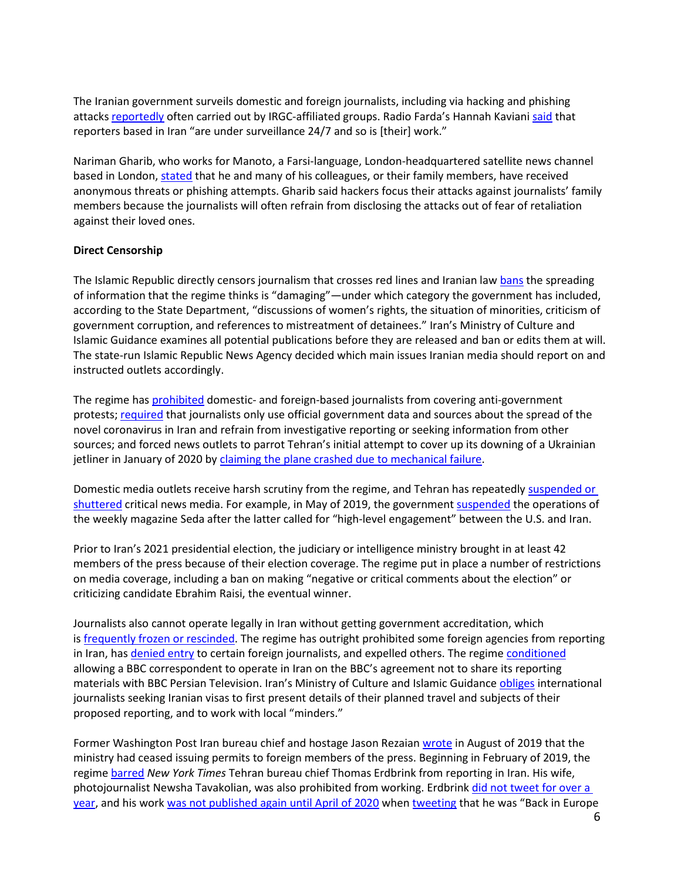The Iranian government surveils domestic and foreign journalists, including via hacking and phishing attacks reportedly often carried out by IRGC-affiliated groups. Radio Farda's Hannah Kaviani said that reporters based in Iran "are under surveillance 24/7 and so is [their] work."

Nariman Gharib, who works for Manoto, a Farsi-language, London-headquartered satellite news channel based in London, stated that he and many of his colleagues, or their family members, have received anonymous threats or phishing attempts. Gharib said hackers focus their attacks against journalists' family members because the journalists will often refrain from disclosing the attacks out of fear of retaliation against their loved ones.

**Direct Censorship**

The Islamic Republic directly censors journalism that crosses red lines and Iranian law bans the spreading of information that the regime thinks is "damaging"—under which category the government has included, according to the State Department, "discussions of women's rights, the situation of minorities, criticism of government corruption, and references to mistreatment of detainees." Iran's Ministry of Culture and Islamic Guidance examines all potential publications before they are released and ban or edits them at will. The state-run Islamic Republic News Agency decided which main issues Iranian media should report on and instructed outlets accordingly.

The regime has prohibited domestic- and foreign-based journalists from covering anti-government protests; required that journalists only use official government data and sources about the spread of the novel coronavirus in Iran and refrain from investigative reporting or seeking information from other sources; and forced news outlets to parrot Tehran's initial attempt to cover up its downing of a Ukrainian jetliner in January of 2020 by claiming the plane crashed due to mechanical failure.

Domestic media outlets receive harsh scrutiny from the regime, and Tehran has repeatedly suspended or shuttered critical news media. For example, in May of 2019, the government suspended the operations of the weekly magazine Seda after the latter called for "high-level engagement" between the U.S. and Iran.

Prior to Iran's 2021 presidential election, the judiciary or intelligence ministry brought in at least 42 members of the press because of their election coverage. The regime put in place a number of restrictions on media coverage, including a ban on making "negative or critical comments about the election" or criticizing candidate Ebrahim Raisi, the eventual winner.

Journalists also cannot operate legally in Iran without getting government accreditation, which is frequently frozen or rescinded. The regime has outright prohibited some foreign agencies from reporting in Iran, has denied entry to certain foreign journalists, and expelled others. The regime conditioned allowing a BBC correspondent to operate in Iran on the BBC's agreement not to share its reporting materials with BBC Persian Television. Iran's Ministry of Culture and Islamic Guidance obliges international journalists seeking Iranian visas to first present details of their planned travel and subjects of their proposed reporting, and to work with local "minders."

Former Washington Post Iran bureau chief and hostage Jason Rezaian wrote in August of 2019 that the ministry had ceased issuing permits to foreign members of the press. Beginning in February of 2019, the regime barred *New York Times* Tehran bureau chief Thomas Erdbrink from reporting in Iran. His wife, photojournalist Newsha Tavakolian, was also prohibited from working. Erdbrink did not tweet for over a year, and his work was not published again until April of 2020 when tweeting that he was "Back in Europe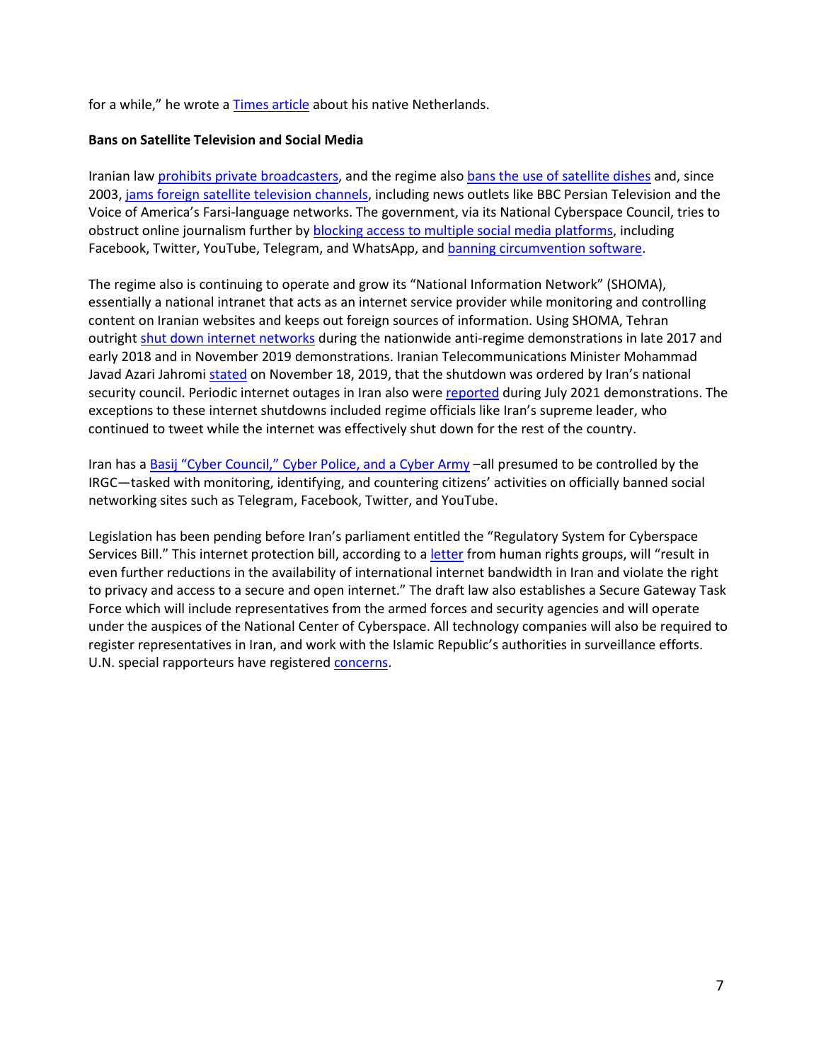for a while," he wrote a Times article about his native Netherlands.

**Bans on Satellite Television and Social Media**

Iranian law prohibits private broadcasters, and the regime also bans the use of satellite dishes and, since 2003, jams foreign satellite television channels, including news outlets like BBC Persian Television and the Voice of America's Farsi-language networks. The government, via its National Cyberspace Council, tries to obstruct online journalism further by blocking access to multiple social media platforms, including Facebook, Twitter, YouTube, Telegram, and WhatsApp, and banning circumvention software.

The regime also is continuing to operate and grow its "National Information Network" (SHOMA), essentially a national intranet that acts as an internet service provider while monitoring and controlling content on Iranian websites and keeps out foreign sources of information. Using SHOMA, Tehran outright shut down internet networks during the nationwide anti-regime demonstrations in late 2017 and early 2018 and in November 2019 demonstrations. Iranian Telecommunications Minister Mohammad Javad Azari Jahromi stated on November 18, 2019, that the shutdown was ordered by Iran's national security council. Periodic internet outages in Iran also were reported during July 2021 demonstrations. The exceptions to these internet shutdowns included regime officials like Iran's supreme leader, who continued to tweet while the internet was effectively shut down for the rest of the country.

Iran has a Basij "Cyber Council," Cyber Police, and a Cyber Army –all presumed to be controlled by the IRGC—tasked with monitoring, identifying, and countering citizens' activities on officially banned social networking sites such as Telegram, Facebook, Twitter, and YouTube.

Legislation has been pending before Iran's parliament entitled the "Regulatory System for Cyberspace Services Bill." This internet protection bill, according to a letter from human rights groups, will "result in even further reductions in the availability of international internet bandwidth in Iran and violate the right to privacy and access to a secure and open internet." The draft law also establishes a Secure Gateway Task Force which will include representatives from the armed forces and security agencies and will operate under the auspices of the National Center of Cyberspace. All technology companies will also be required to register representatives in Iran, and work with the Islamic Republic's authorities in surveillance efforts. U.N. special rapporteurs have registered concerns.